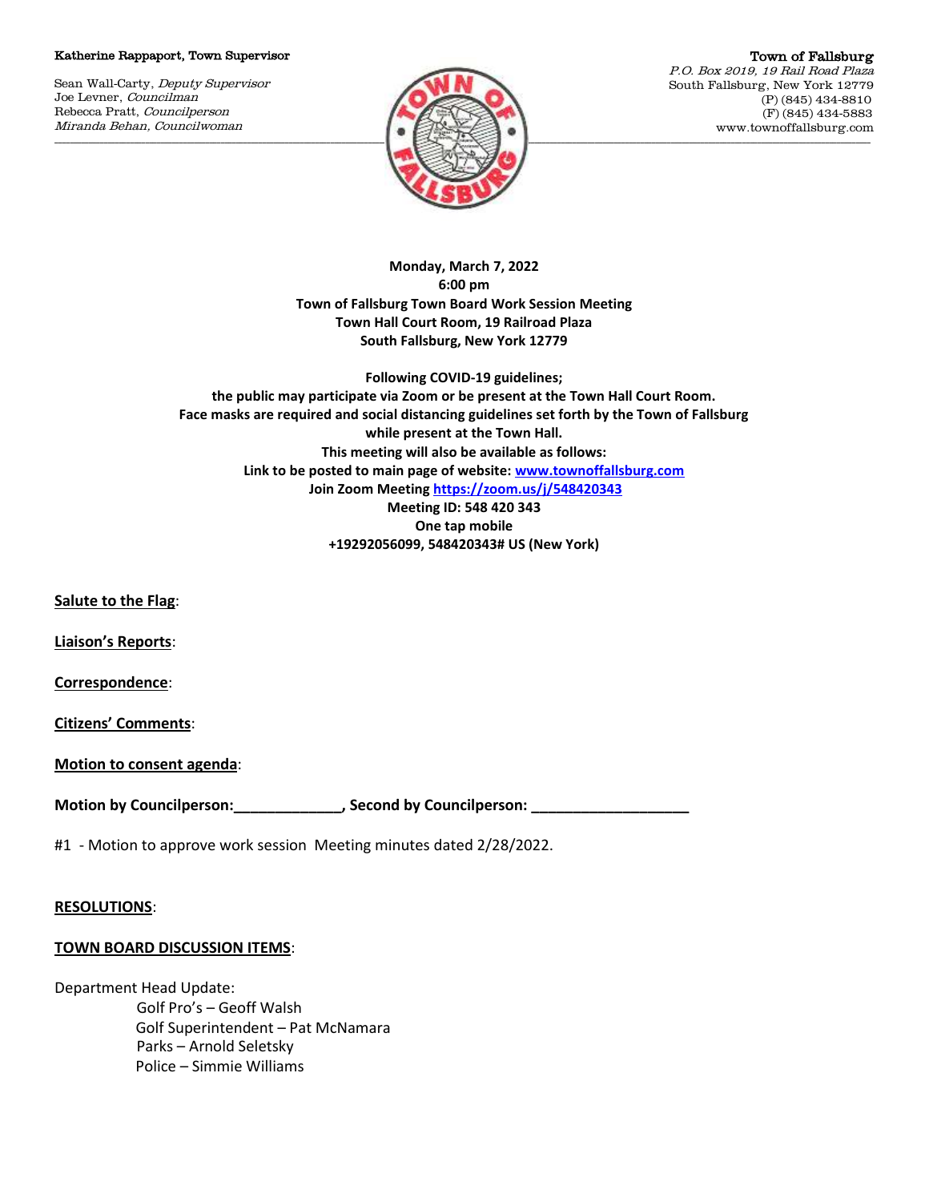Katherine Rappaport, Town Supervisor

Sean Wall-Carty, *Deputy Supervisor*
Joe Levner, *Councilman*
Rebecca Pratt, *Councilperson*
*Miranda Behan, Councilwoman*

Town of Fallsburg
*P.O. Box 2019, 19 Rail Road Plaza*
South Fallsburg, New York 12779
(P) (845) 434-8810
(F) (845) 434-5883
www.townoffallsburg.com

**Monday, March 7, 2022**
**6:00 pm**
**Town of Fallsburg Town Board Work Session Meeting**
**Town Hall Court Room, 19 Railroad Plaza**
**South Fallsburg, New York 12779**

**Following COVID-19 guidelines;**
**the public may participate via Zoom or be present at the Town Hall Court Room.**
**Face masks are required and social distancing guidelines set forth by the Town of Fallsburg while present at the Town Hall.**
**This meeting will also be available as follows:**
**Link to be posted to main page of website: www.townoffallsburg.com**
**Join Zoom Meeting https://zoom.us/j/548420343**
**Meeting ID: 548 420 343**
**One tap mobile**
**+19292056099, 548420343# US (New York)**

**Salute to the Flag**:

**Liaison's Reports**:

**Correspondence**:

**Citizens' Comments**:

**Motion to consent agenda**:

**Motion by Councilperson:_____________, Second by Councilperson: ___________________**

#1 - Motion to approve work session Meeting minutes dated 2/28/2022.

**RESOLUTIONS**:

**TOWN BOARD DISCUSSION ITEMS**:

Department Head Update:
- Golf Pro's – Geoff Walsh
- Golf Superintendent – Pat McNamara
- Parks – Arnold Seletsky
- Police – Simmie Williams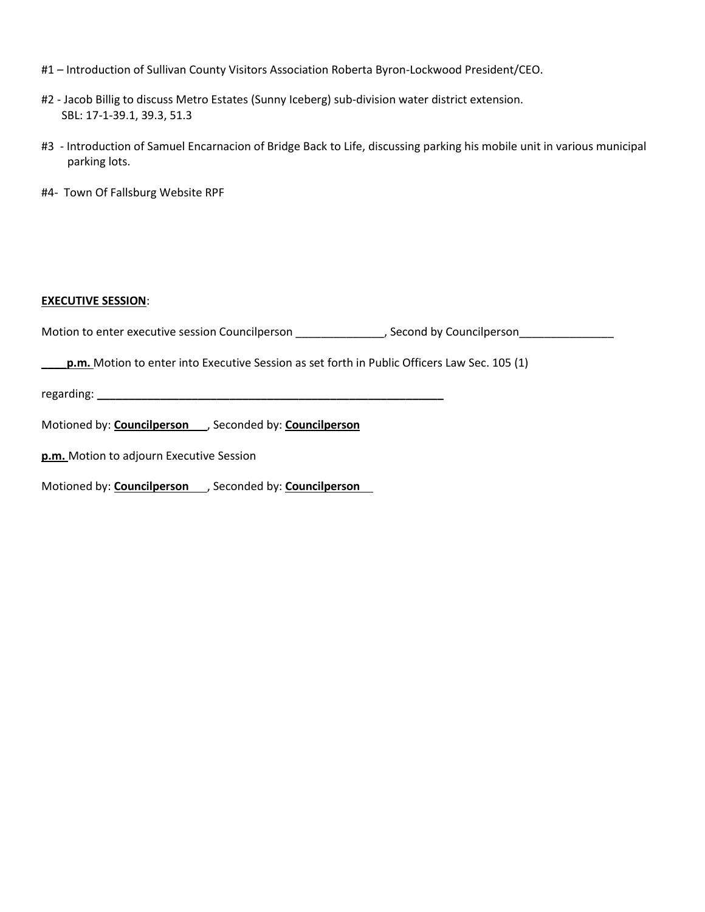#1 – Introduction of Sullivan County Visitors Association Roberta Byron-Lockwood President/CEO.

#2 - Jacob Billig to discuss Metro Estates (Sunny Iceberg) sub-division water district extension.
SBL: 17-1-39.1, 39.3, 51.3

#3 - Introduction of Samuel Encarnacion of Bridge Back to Life, discussing parking his mobile unit in various municipal parking lots.

#4- Town Of Fallsburg Website RPF

**EXECUTIVE SESSION**:

Motion to enter executive session Councilperson ______________, Second by Councilperson_______________

**____p.m.** Motion to enter into Executive Session as set forth in Public Officers Law Sec. 105 (1)

regarding: **_________________________________________________________**

Motioned by: **Councilperson** , Seconded by: **Councilperson**

**p.m.** Motion to adjourn Executive Session

Motioned by: **Councilperson** , Seconded by: **Councilperson**